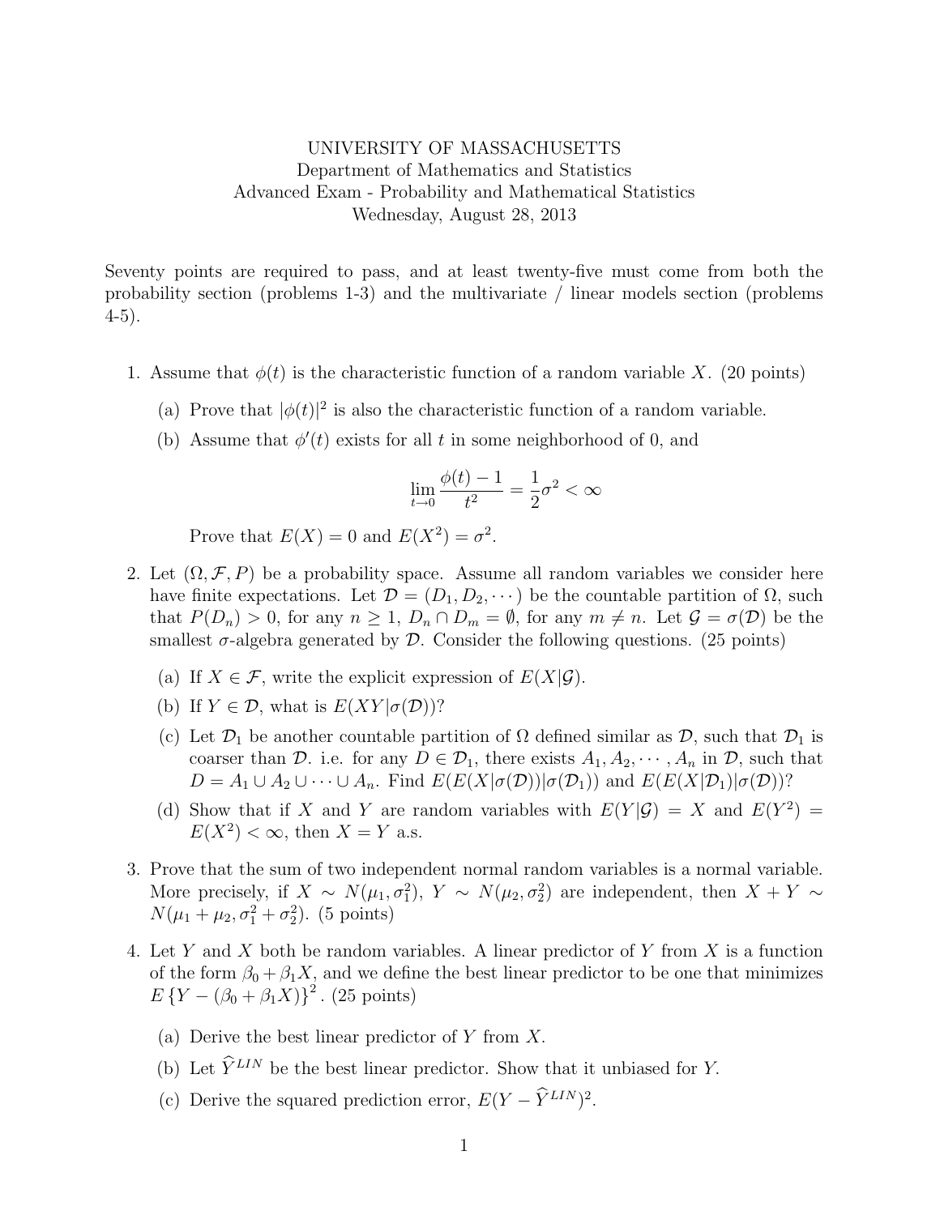UNIVERSITY OF MASSACHUSETTS
Department of Mathematics and Statistics
Advanced Exam - Probability and Mathematical Statistics
Wednesday, August 28, 2013

Seventy points are required to pass, and at least twenty-five must come from both the probability section (problems 1-3) and the multivariate / linear models section (problems 4-5).

1. Assume that $\phi(t)$ is the characteristic function of a random variable $X$. (20 points)

   (a) Prove that $|\phi(t)|^2$ is also the characteristic function of a random variable.

   (b) Assume that $\phi'(t)$ exists for all $t$ in some neighborhood of 0, and

   $$\lim_{t \to 0} \frac{\phi(t) - 1}{t^2} = \frac{1}{2}\sigma^2 < \infty$$

   Prove that $E(X) = 0$ and $E(X^2) = \sigma^2$.

2. Let $(\Omega, \mathcal{F}, P)$ be a probability space. Assume all random variables we consider here have finite expectations. Let $\mathcal{D} = (D_1, D_2, \cdots)$ be the countable partition of $\Omega$, such that $P(D_n) > 0$, for any $n \geq 1$, $D_n \cap D_m = \emptyset$, for any $m \neq n$. Let $\mathcal{G} = \sigma(\mathcal{D})$ be the smallest $\sigma$-algebra generated by $\mathcal{D}$. Consider the following questions. (25 points)

   (a) If $X \in \mathcal{F}$, write the explicit expression of $E(X|\mathcal{G})$.

   (b) If $Y \in \mathcal{D}$, what is $E(XY|\sigma(\mathcal{D}))$?

   (c) Let $\mathcal{D}_1$ be another countable partition of $\Omega$ defined similar as $\mathcal{D}$, such that $\mathcal{D}_1$ is coarser than $\mathcal{D}$. i.e. for any $D \in \mathcal{D}_1$, there exists $A_1, A_2, \cdots, A_n$ in $\mathcal{D}$, such that $D = A_1 \cup A_2 \cup \cdots \cup A_n$. Find $E(E(X|\sigma(\mathcal{D}))|\sigma(\mathcal{D}_1))$ and $E(E(X|\mathcal{D}_1)|\sigma(\mathcal{D}))$?

   (d) Show that if $X$ and $Y$ are random variables with $E(Y|\mathcal{G}) = X$ and $E(Y^2) = E(X^2) < \infty$, then $X = Y$ a.s.

3. Prove that the sum of two independent normal random variables is a normal variable. More precisely, if $X \sim N(\mu_1, \sigma_1^2)$, $Y \sim N(\mu_2, \sigma_2^2)$ are independent, then $X + Y \sim N(\mu_1 + \mu_2, \sigma_1^2 + \sigma_2^2)$. (5 points)

4. Let $Y$ and $X$ both be random variables. A linear predictor of $Y$ from $X$ is a function of the form $\beta_0 + \beta_1 X$, and we define the best linear predictor to be one that minimizes $E\left\{Y - (\beta_0 + \beta_1 X)\right\}^2$. (25 points)

   (a) Derive the best linear predictor of $Y$ from $X$.

   (b) Let $\widehat{Y}^{LIN}$ be the best linear predictor. Show that it unbiased for $Y$.

   (c) Derive the squared prediction error, $E(Y - \widehat{Y}^{LIN})^2$.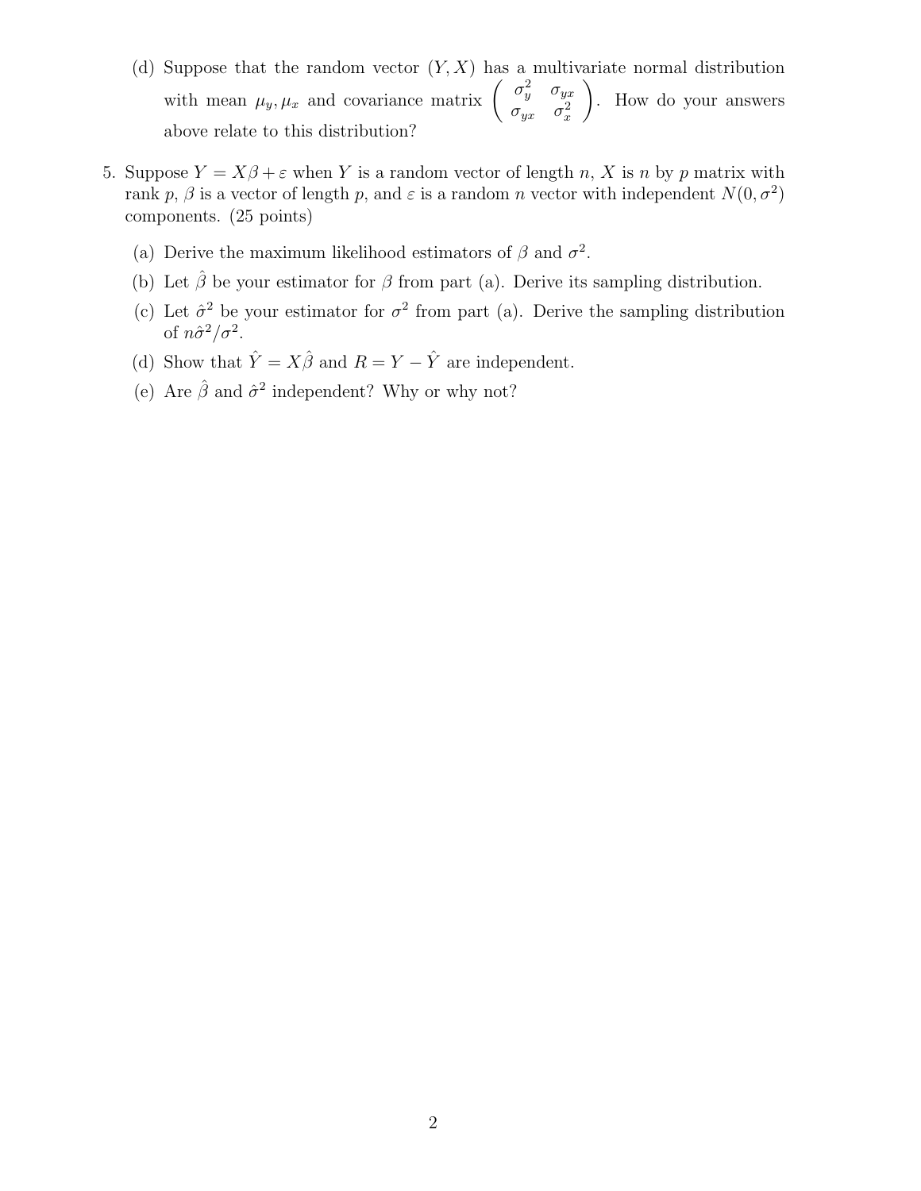(d) Suppose that the random vector $(Y, X)$ has a multivariate normal distribution with mean $\mu_y, \mu_x$ and covariance matrix $\begin{pmatrix} \sigma_y^2 & \sigma_{yx} \\ \sigma_{yx} & \sigma_x^2 \end{pmatrix}$. How do your answers above relate to this distribution?

5. Suppose $Y = X\beta + \varepsilon$ when $Y$ is a random vector of length $n$, $X$ is $n$ by $p$ matrix with rank $p$, $\beta$ is a vector of length $p$, and $\varepsilon$ is a random $n$ vector with independent $N(0, \sigma^2)$ components. (25 points)

   (a) Derive the maximum likelihood estimators of $\beta$ and $\sigma^2$.

   (b) Let $\hat{\beta}$ be your estimator for $\beta$ from part (a). Derive its sampling distribution.

   (c) Let $\hat{\sigma}^2$ be your estimator for $\sigma^2$ from part (a). Derive the sampling distribution of $n\hat{\sigma}^2/\sigma^2$.

   (d) Show that $\hat{Y} = X\hat{\beta}$ and $R = Y - \hat{Y}$ are independent.

   (e) Are $\hat{\beta}$ and $\hat{\sigma}^2$ independent? Why or why not?